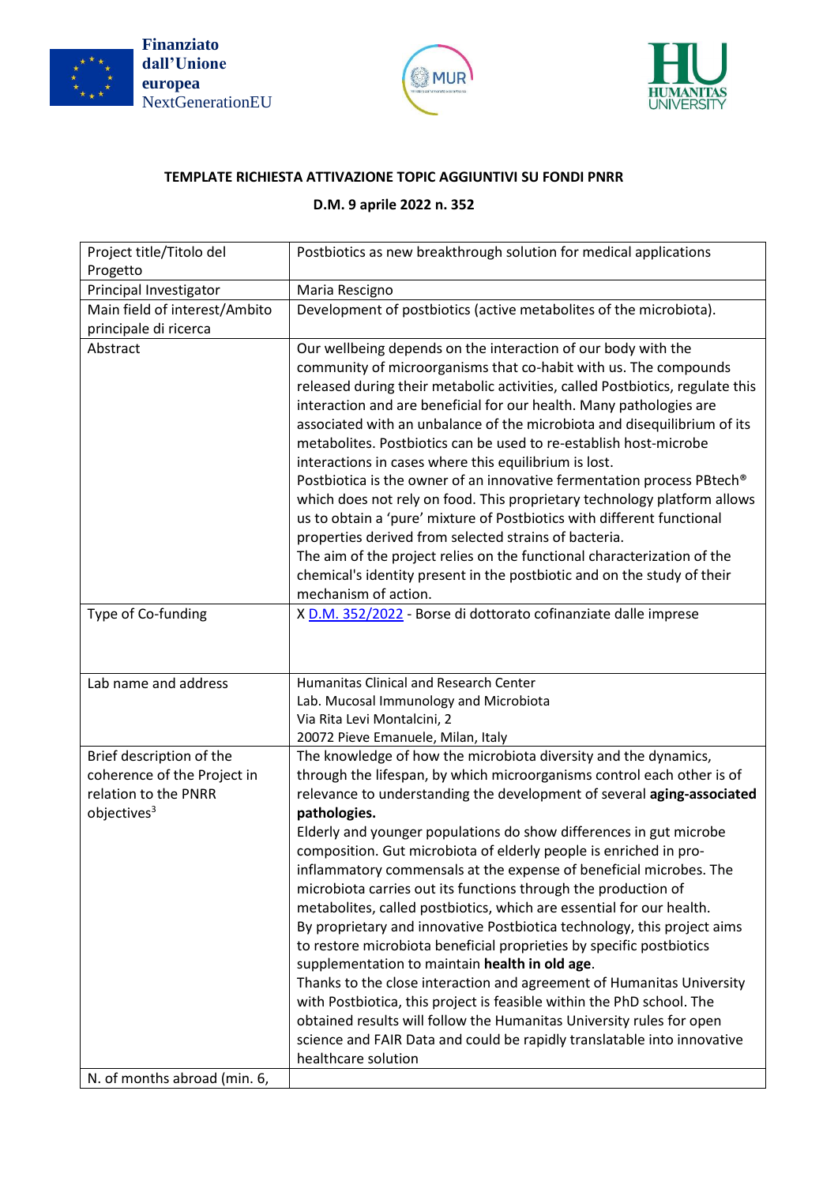Finanziato dall'Unione europea NextGenerationEU

**TEMPLATE RICHIESTA ATTIVAZIONE TOPIC AGGIUNTIVI SU FONDI PNRR**

**D.M. 9 aprile 2022 n. 352**

| | |
|---|---|
| Project title/Titolo del Progetto | Postbiotics as new breakthrough solution for medical applications |
| Principal Investigator | Maria Rescigno |
| Main field of interest/Ambito principale di ricerca | Development of postbiotics (active metabolites of the microbiota). |
| Abstract | Our wellbeing depends on the interaction of our body with the community of microorganisms that co-habit with us. The compounds released during their metabolic activities, called Postbiotics, regulate this interaction and are beneficial for our health. Many pathologies are associated with an unbalance of the microbiota and disequilibrium of its metabolites. Postbiotics can be used to re-establish host-microbe interactions in cases where this equilibrium is lost.<br>Postbiotica is the owner of an innovative fermentation process PBtech® which does not rely on food. This proprietary technology platform allows us to obtain a 'pure' mixture of Postbiotics with different functional properties derived from selected strains of bacteria.<br>The aim of the project relies on the functional characterization of the chemical's identity present in the postbiotic and on the study of their mechanism of action. |
| Type of Co-funding | X D.M. 352/2022 - Borse di dottorato cofinanziate dalle imprese |
| Lab name and address | Humanitas Clinical and Research Center<br>Lab. Mucosal Immunology and Microbiota<br>Via Rita Levi Montalcini, 2<br>20072 Pieve Emanuele, Milan, Italy |
| Brief description of the coherence of the Project in relation to the PNRR objectives[3] | The knowledge of how the microbiota diversity and the dynamics, through the lifespan, by which microorganisms control each other is of relevance to understanding the development of several **aging-associated pathologies.**<br>Elderly and younger populations do show differences in gut microbe composition. Gut microbiota of elderly people is enriched in pro-inflammatory commensals at the expense of beneficial microbes. The microbiota carries out its functions through the production of metabolites, called postbiotics, which are essential for our health.<br>By proprietary and innovative Postbiotica technology, this project aims to restore microbiota beneficial proprieties by specific postbiotics supplementation to maintain **health in old age**.<br>Thanks to the close interaction and agreement of Humanitas University with Postbiotica, this project is feasible within the PhD school. The obtained results will follow the Humanitas University rules for open science and FAIR Data and could be rapidly translatable into innovative healthcare solution |
| N. of months abroad (min. 6, | |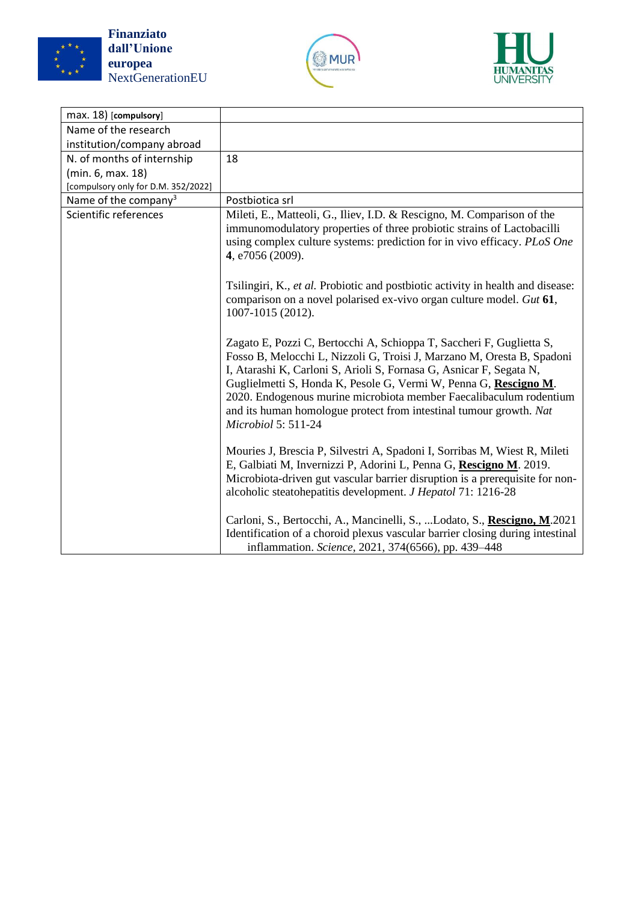| | |
|---|---|
| max. 18) **[compulsory]** | |
| Name of the research institution/company abroad | |
| N. of months of internship (min. 6, max. 18) [compulsory only for D.M. 352/2022] | 18 |
| Name of the company[3] | Postbiotica srl |
| Scientific references | Mileti, E., Matteoli, G., Iliev, I.D. & Rescigno, M. Comparison of the immunomodulatory properties of three probiotic strains of Lactobacilli using complex culture systems: prediction for in vivo efficacy. *PLoS One* **4**, e7056 (2009).<br><br>Tsilingiri, K., *et al.* Probiotic and postbiotic activity in health and disease: comparison on a novel polarised ex-vivo organ culture model. *Gut* **61**, 1007-1015 (2012).<br><br>Zagato E, Pozzi C, Bertocchi A, Schioppa T, Saccheri F, Guglietta S, Fosso B, Melocchi L, Nizzoli G, Troisi J, Marzano M, Oresta B, Spadoni I, Atarashi K, Carloni S, Arioli S, Fornasa G, Asnicar F, Segata N, Guglielmetti S, Honda K, Pesole G, Vermi W, Penna G, **Rescigno M**. 2020. Endogenous murine microbiota member Faecalibaculum rodentium and its human homologue protect from intestinal tumour growth. *Nat Microbiol* 5: 511-24<br><br>Mouries J, Brescia P, Silvestri A, Spadoni I, Sorribas M, Wiest R, Mileti E, Galbiati M, Invernizzi P, Adorini L, Penna G, **Rescigno M**. 2019. Microbiota-driven gut vascular barrier disruption is a prerequisite for non-alcoholic steatohepatitis development. *J Hepatol* 71: 1216-28<br><br>Carloni, S., Bertocchi, A., Mancinelli, S., ...Lodato, S., **Rescigno, M**.2021 Identification of a choroid plexus vascular barrier closing during intestinal inflammation. *Science*, 2021, 374(6566), pp. 439–448 |